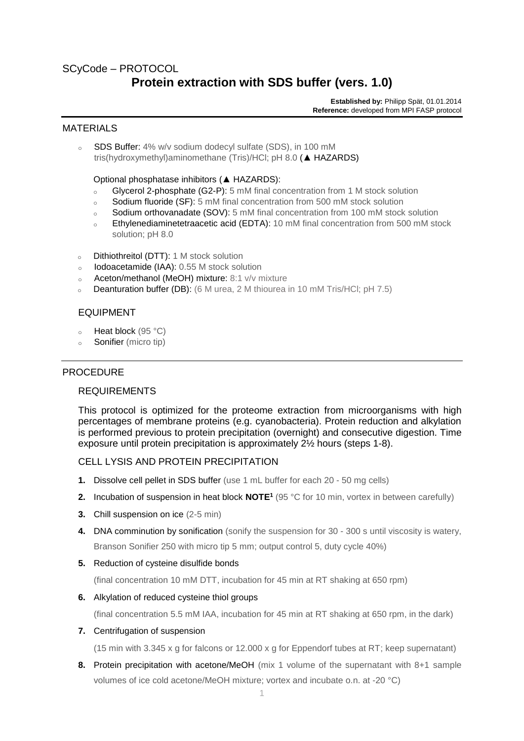SCyCode – PROTOCOL

# Protein extraction with SDS buffer (vers. 1.0)

**Established by:** Philipp Spät, 01.01.2014
**Reference:** developed from MPI FASP protocol

## MATERIALS

- SDS Buffer: 4% w/v sodium dodecyl sulfate (SDS), in 100 mM tris(hydroxymethyl)aminomethane (Tris)/HCl; pH 8.0 (▲ HAZARDS)

  Optional phosphatase inhibitors (▲ HAZARDS):
  - Glycerol 2-phosphate (G2-P): 5 mM final concentration from 1 M stock solution
  - Sodium fluoride (SF): 5 mM final concentration from 500 mM stock solution
  - Sodium orthovanadate (SOV): 5 mM final concentration from 100 mM stock solution
  - Ethylenediaminetetraacetic acid (EDTA): 10 mM final concentration from 500 mM stock solution; pH 8.0

- Dithiothreitol (DTT): 1 M stock solution
- Iodoacetamide (IAA): 0.55 M stock solution
- Aceton/methanol (MeOH) mixture: 8:1 v/v mixture
- Deanturation buffer (DB): (6 M urea, 2 M thiourea in 10 mM Tris/HCl; pH 7.5)

## EQUIPMENT

- Heat block (95 °C)
- Sonifier (micro tip)

## PROCEDURE

### REQUIREMENTS

This protocol is optimized for the proteome extraction from microorganisms with high percentages of membrane proteins (e.g. cyanobacteria). Protein reduction and alkylation is performed previous to protein precipitation (overnight) and consecutive digestion. Time exposure until protein precipitation is approximately 2½ hours (steps 1-8).

### CELL LYSIS AND PROTEIN PRECIPITATION

1. Dissolve cell pellet in SDS buffer (use 1 mL buffer for each 20 - 50 mg cells)
2. Incubation of suspension in heat block **NOTE[1]** (95 °C for 10 min, vortex in between carefully)
3. Chill suspension on ice (2-5 min)
4. DNA comminution by sonification (sonify the suspension for 30 - 300 s until viscosity is watery, Branson Sonifier 250 with micro tip 5 mm; output control 5, duty cycle 40%)
5. Reduction of cysteine disulfide bonds

   (final concentration 10 mM DTT, incubation for 45 min at RT shaking at 650 rpm)
6. Alkylation of reduced cysteine thiol groups

   (final concentration 5.5 mM IAA, incubation for 45 min at RT shaking at 650 rpm, in the dark)
7. Centrifugation of suspension

   (15 min with 3.345 x g for falcons or 12.000 x g for Eppendorf tubes at RT; keep supernatant)
8. Protein precipitation with acetone/MeOH (mix 1 volume of the supernatant with 8+1 sample volumes of ice cold acetone/MeOH mixture; vortex and incubate o.n. at -20 °C)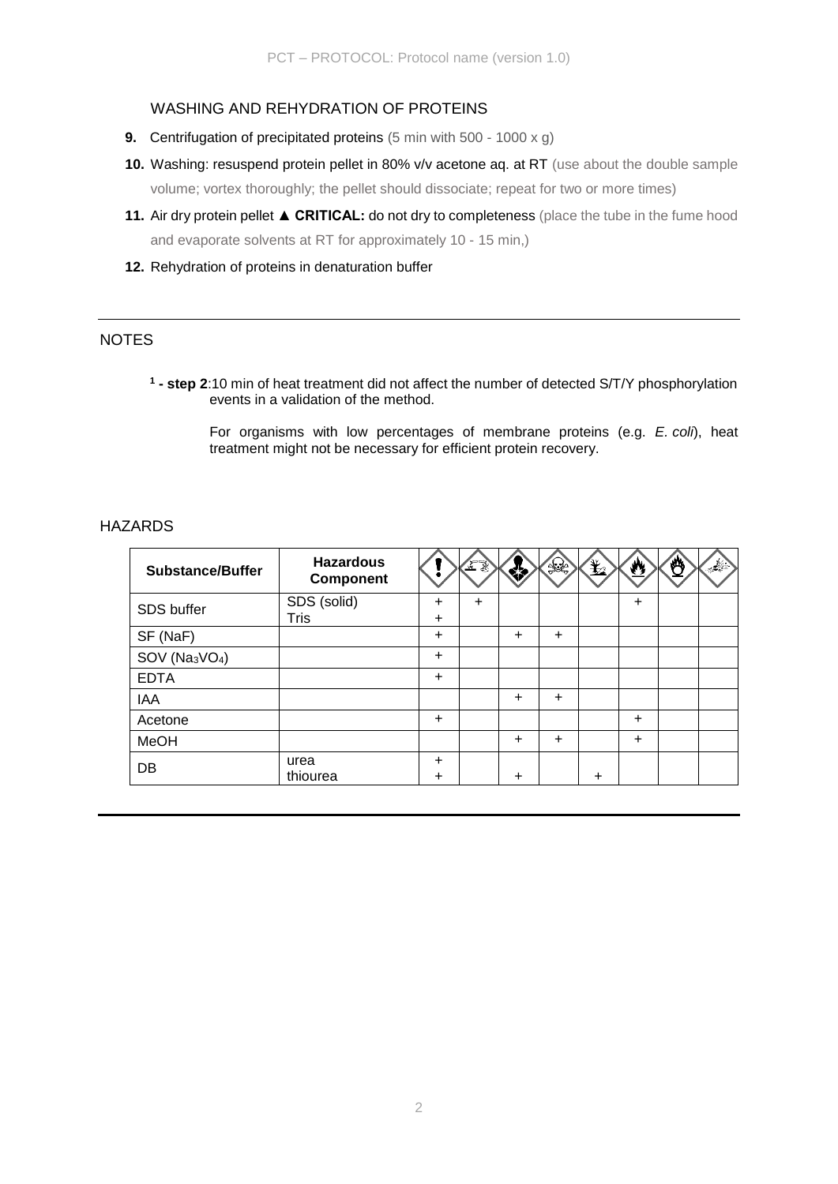### WASHING AND REHYDRATION OF PROTEINS

9. Centrifugation of precipitated proteins (5 min with 500 - 1000 x g)
10. Washing: resuspend protein pellet in 80% v/v acetone aq. at RT (use about the double sample volume; vortex thoroughly; the pellet should dissociate; repeat for two or more times)
11. Air dry protein pellet ▲ **CRITICAL:** do not dry to completeness (place the tube in the fume hood and evaporate solvents at RT for approximately 10 - 15 min,)
12. Rehydration of proteins in denaturation buffer

## NOTES

**[1] - step 2**:10 min of heat treatment did not affect the number of detected S/T/Y phosphorylation events in a validation of the method.

For organisms with low percentages of membrane proteins (e.g. *E. coli*), heat treatment might not be necessary for efficient protein recovery.

## HAZARDS

| Substance/Buffer | Hazardous Component | | | | | | | | |
|---|---|---|---|---|---|---|---|---|---|
| SDS buffer | SDS (solid) | + | + | | | | + | | |
| | Tris | + | | | | | | | |
| SF (NaF) | | + | | + | + | | | | |
| SOV ($Na_3VO_4$) | | + | | | | | | | |
| EDTA | | + | | | | | | | |
| IAA | | | | + | + | | | | |
| Acetone | | + | | | | | + | | |
| MeOH | | | | + | + | | + | | |
| DB | urea | + | | | | | | | |
| | thiourea | + | | + | | + | | | |